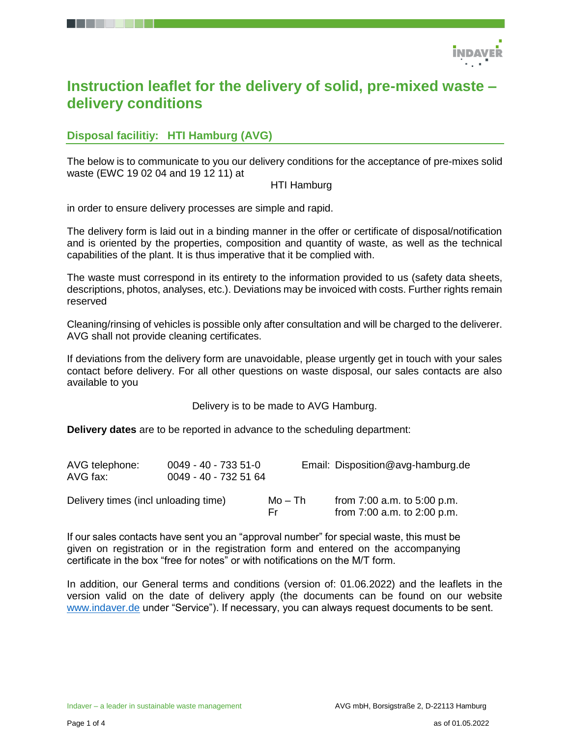# Instruction leaflet for the delivery of solid, pre-mixed waste – delivery conditions

## Disposal facilitiy: HTI Hamburg (AVG)

The below is to communicate to you our delivery conditions for the acceptance of pre-mixes solid waste (EWC 19 02 04 and 19 12 11) at

HTI Hamburg

in order to ensure delivery processes are simple and rapid.

The delivery form is laid out in a binding manner in the offer or certificate of disposal/notification and is oriented by the properties, composition and quantity of waste, as well as the technical capabilities of the plant. It is thus imperative that it be complied with.

The waste must correspond in its entirety to the information provided to us (safety data sheets, descriptions, photos, analyses, etc.). Deviations may be invoiced with costs. Further rights remain reserved

Cleaning/rinsing of vehicles is possible only after consultation and will be charged to the deliverer. AVG shall not provide cleaning certificates.

If deviations from the delivery form are unavoidable, please urgently get in touch with your sales contact before delivery. For all other questions on waste disposal, our sales contacts are also available to you

Delivery is to be made to AVG Hamburg.

**Delivery dates** are to be reported in advance to the scheduling department:

AVG telephone: 0049 - 40 - 733 51-0 Email: Disposition@avg-hamburg.de
AVG fax: 0049 - 40 - 732 51 64

| Delivery times (incl unloading time) | Mo – Th | from 7:00 a.m. to 5:00 p.m. |
|---|---|---|
| | Fr | from 7:00 a.m. to 2:00 p.m. |

If our sales contacts have sent you an "approval number" for special waste, this must be given on registration or in the registration form and entered on the accompanying certificate in the box "free for notes" or with notifications on the M/T form.

In addition, our General terms and conditions (version of: 01.06.2022) and the leaflets in the version valid on the date of delivery apply (the documents can be found on our website www.indaver.de under "Service"). If necessary, you can always request documents to be sent.

Indaver – a leader in sustainable waste management AVG mbH, Borsigstraße 2, D-22113 Hamburg

as of 01.05.2022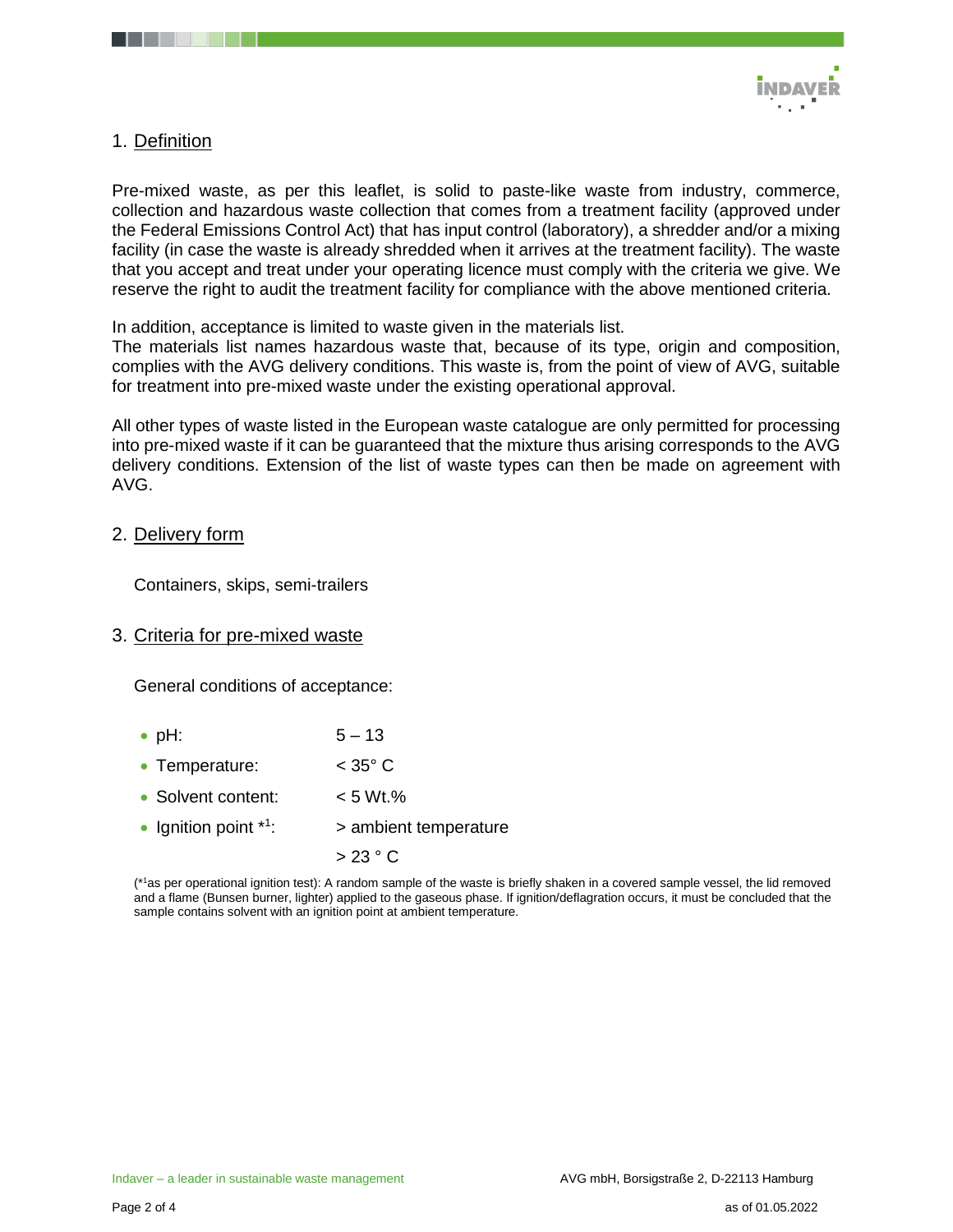## 1. Definition

Pre-mixed waste, as per this leaflet, is solid to paste-like waste from industry, commerce, collection and hazardous waste collection that comes from a treatment facility (approved under the Federal Emissions Control Act) that has input control (laboratory), a shredder and/or a mixing facility (in case the waste is already shredded when it arrives at the treatment facility). The waste that you accept and treat under your operating licence must comply with the criteria we give. We reserve the right to audit the treatment facility for compliance with the above mentioned criteria.

In addition, acceptance is limited to waste given in the materials list.
The materials list names hazardous waste that, because of its type, origin and composition, complies with the AVG delivery conditions. This waste is, from the point of view of AVG, suitable for treatment into pre-mixed waste under the existing operational approval.

All other types of waste listed in the European waste catalogue are only permitted for processing into pre-mixed waste if it can be guaranteed that the mixture thus arising corresponds to the AVG delivery conditions. Extension of the list of waste types can then be made on agreement with AVG.

## 2. Delivery form

Containers, skips, semi-trailers

## 3. Criteria for pre-mixed waste

General conditions of acceptance:

- pH: 5 – 13
- Temperature: < 35° C
- Solvent content: < 5 Wt.%
- Ignition point *[1]: > ambient temperature
  > 23 ° C

(*[1]as per operational ignition test): A random sample of the waste is briefly shaken in a covered sample vessel, the lid removed and a flame (Bunsen burner, lighter) applied to the gaseous phase. If ignition/deflagration occurs, it must be concluded that the sample contains solvent with an ignition point at ambient temperature.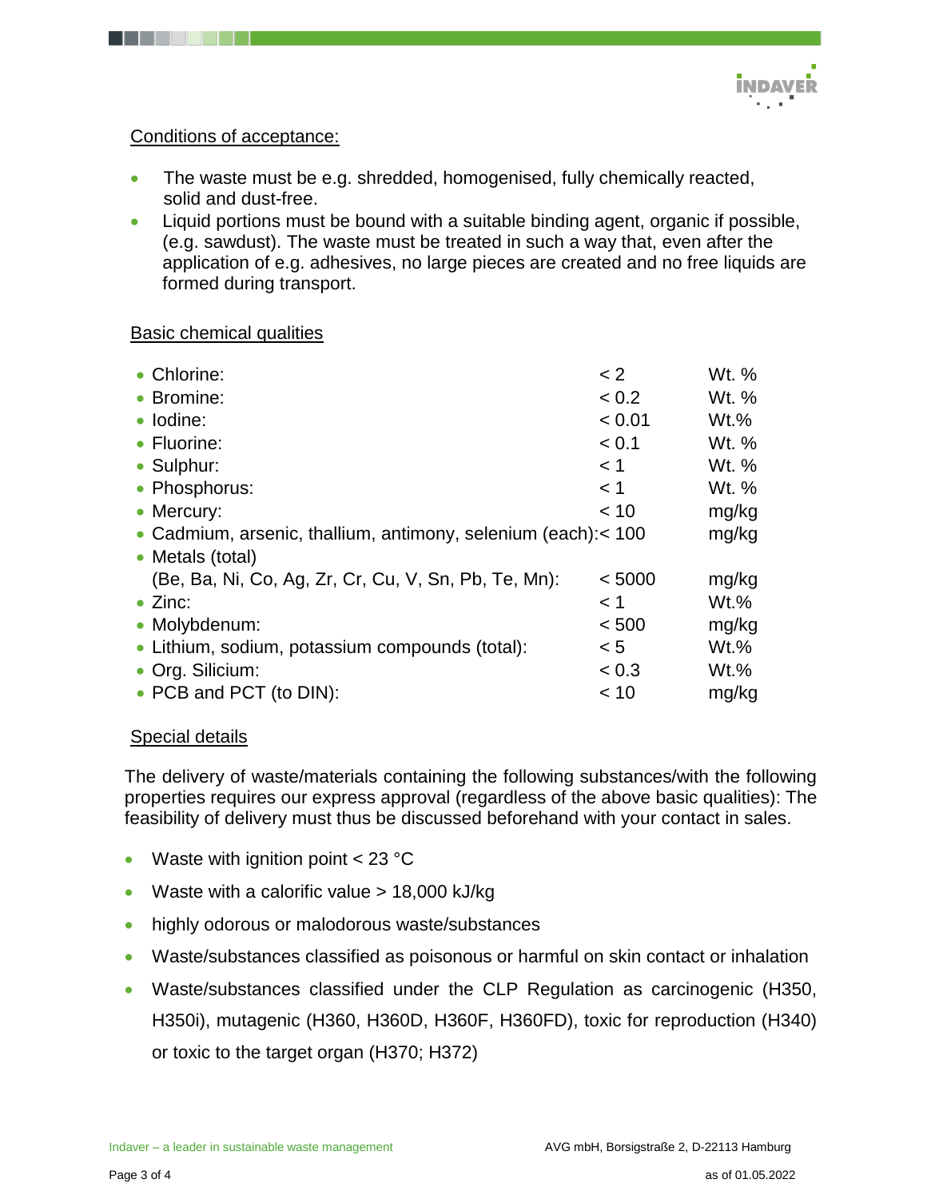Conditions of acceptance:

- The waste must be e.g. shredded, homogenised, fully chemically reacted, solid and dust-free.
- Liquid portions must be bound with a suitable binding agent, organic if possible, (e.g. sawdust). The waste must be treated in such a way that, even after the application of e.g. adhesives, no large pieces are created and no free liquids are formed during transport.

Basic chemical qualities

| | | |
|---|---|---|
| Chlorine: | < 2 | Wt. % |
| Bromine: | < 0.2 | Wt. % |
| Iodine: | < 0.01 | Wt.% |
| Fluorine: | < 0.1 | Wt. % |
| Sulphur: | < 1 | Wt. % |
| Phosphorus: | < 1 | Wt. % |
| Mercury: | < 10 | mg/kg |
| Cadmium, arsenic, thallium, antimony, selenium (each): | < 100 | mg/kg |
| Metals (total) (Be, Ba, Ni, Co, Ag, Zr, Cr, Cu, V, Sn, Pb, Te, Mn): | < 5000 | mg/kg |
| Zinc: | < 1 | Wt.% |
| Molybdenum: | < 500 | mg/kg |
| Lithium, sodium, potassium compounds (total): | < 5 | Wt.% |
| Org. Silicium: | < 0.3 | Wt.% |
| PCB and PCT (to DIN): | < 10 | mg/kg |

Special details

The delivery of waste/materials containing the following substances/with the following properties requires our express approval (regardless of the above basic qualities): The feasibility of delivery must thus be discussed beforehand with your contact in sales.

- Waste with ignition point < 23 °C
- Waste with a calorific value > 18,000 kJ/kg
- highly odorous or malodorous waste/substances
- Waste/substances classified as poisonous or harmful on skin contact or inhalation
- Waste/substances classified under the CLP Regulation as carcinogenic (H350, H350i), mutagenic (H360, H360D, H360F, H360FD), toxic for reproduction (H340) or toxic to the target organ (H370; H372)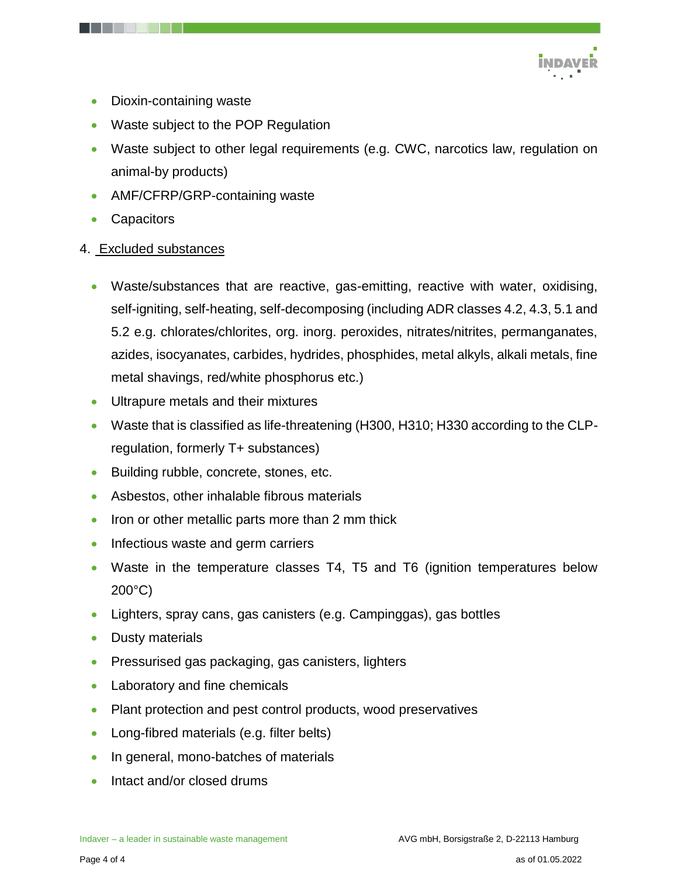- Dioxin-containing waste
- Waste subject to the POP Regulation
- Waste subject to other legal requirements (e.g. CWC, narcotics law, regulation on animal-by products)
- AMF/CFRP/GRP-containing waste
- Capacitors

4. Excluded substances

- Waste/substances that are reactive, gas-emitting, reactive with water, oxidising, self-igniting, self-heating, self-decomposing (including ADR classes 4.2, 4.3, 5.1 and 5.2 e.g. chlorates/chlorites, org. inorg. peroxides, nitrates/nitrites, permanganates, azides, isocyanates, carbides, hydrides, phosphides, metal alkyls, alkali metals, fine metal shavings, red/white phosphorus etc.)
- Ultrapure metals and their mixtures
- Waste that is classified as life-threatening (H300, H310; H330 according to the CLP-regulation, formerly T+ substances)
- Building rubble, concrete, stones, etc.
- Asbestos, other inhalable fibrous materials
- Iron or other metallic parts more than 2 mm thick
- Infectious waste and germ carriers
- Waste in the temperature classes T4, T5 and T6 (ignition temperatures below 200°C)
- Lighters, spray cans, gas canisters (e.g. Campinggas), gas bottles
- Dusty materials
- Pressurised gas packaging, gas canisters, lighters
- Laboratory and fine chemicals
- Plant protection and pest control products, wood preservatives
- Long-fibred materials (e.g. filter belts)
- In general, mono-batches of materials
- Intact and/or closed drums